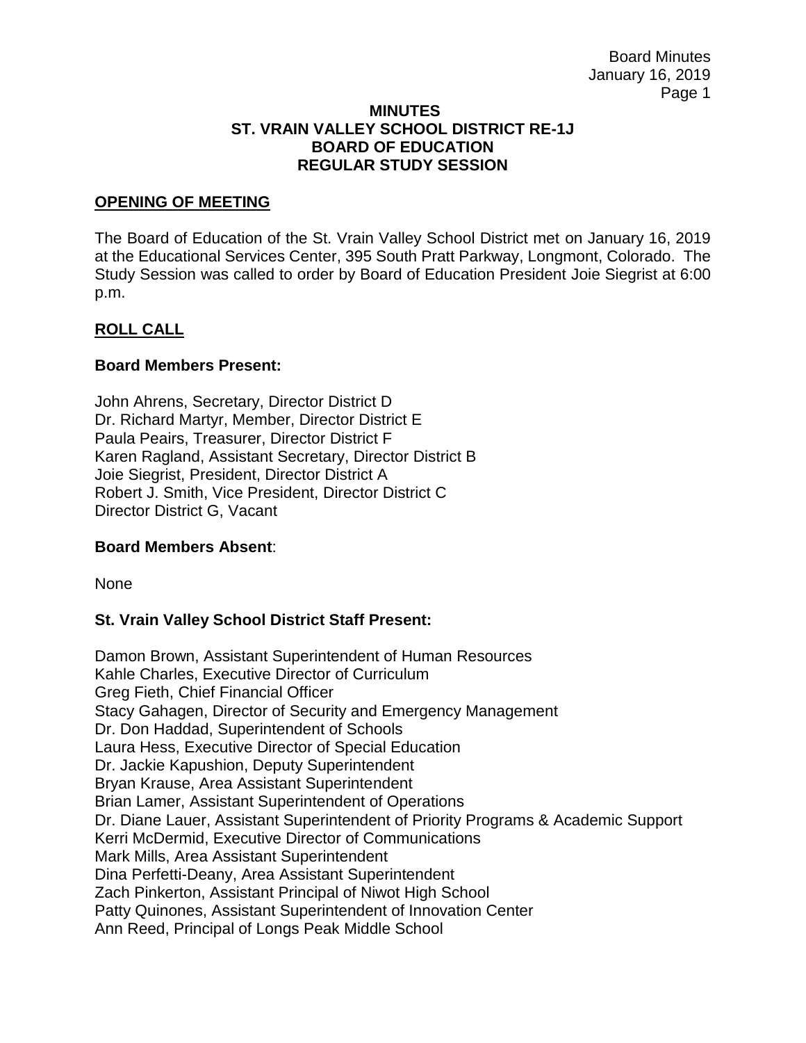# MINUTES
# ST. VRAIN VALLEY SCHOOL DISTRICT RE-1J
# BOARD OF EDUCATION
# REGULAR STUDY SESSION

## OPENING OF MEETING

The Board of Education of the St. Vrain Valley School District met on January 16, 2019 at the Educational Services Center, 395 South Pratt Parkway, Longmont, Colorado. The Study Session was called to order by Board of Education President Joie Siegrist at 6:00 p.m.

## ROLL CALL

### Board Members Present:

John Ahrens, Secretary, Director District D
Dr. Richard Martyr, Member, Director District E
Paula Peairs, Treasurer, Director District F
Karen Ragland, Assistant Secretary, Director District B
Joie Siegrist, President, Director District A
Robert J. Smith, Vice President, Director District C
Director District G, Vacant

### Board Members Absent:

None

### St. Vrain Valley School District Staff Present:

Damon Brown, Assistant Superintendent of Human Resources
Kahle Charles, Executive Director of Curriculum
Greg Fieth, Chief Financial Officer
Stacy Gahagen, Director of Security and Emergency Management
Dr. Don Haddad, Superintendent of Schools
Laura Hess, Executive Director of Special Education
Dr. Jackie Kapushion, Deputy Superintendent
Bryan Krause, Area Assistant Superintendent
Brian Lamer, Assistant Superintendent of Operations
Dr. Diane Lauer, Assistant Superintendent of Priority Programs & Academic Support
Kerri McDermid, Executive Director of Communications
Mark Mills, Area Assistant Superintendent
Dina Perfetti-Deany, Area Assistant Superintendent
Zach Pinkerton, Assistant Principal of Niwot High School
Patty Quinones, Assistant Superintendent of Innovation Center
Ann Reed, Principal of Longs Peak Middle School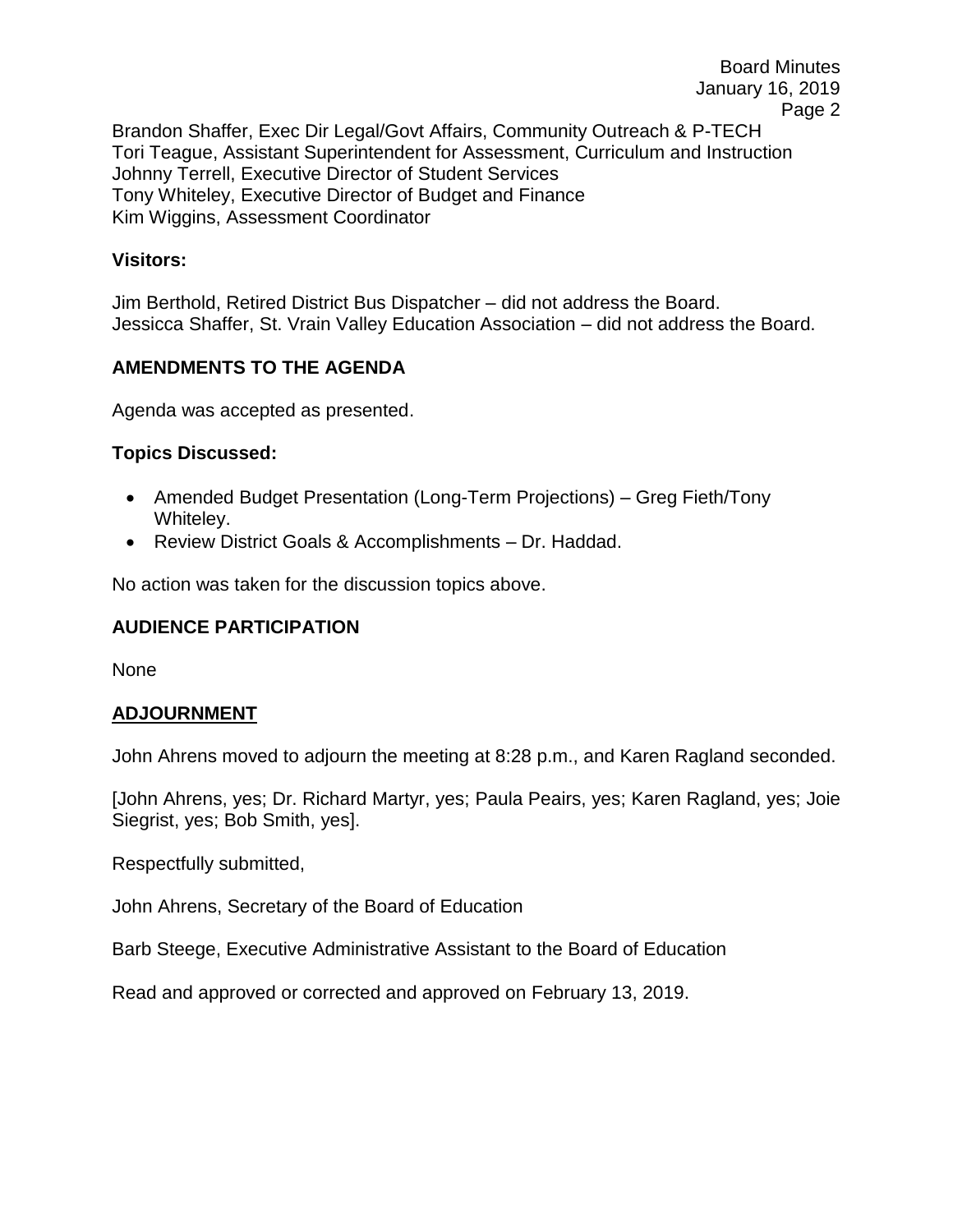Brandon Shaffer, Exec Dir Legal/Govt Affairs, Community Outreach & P-TECH
Tori Teague, Assistant Superintendent for Assessment, Curriculum and Instruction
Johnny Terrell, Executive Director of Student Services
Tony Whiteley, Executive Director of Budget and Finance
Kim Wiggins, Assessment Coordinator

**Visitors:**

Jim Berthold, Retired District Bus Dispatcher – did not address the Board.
Jessicca Shaffer, St. Vrain Valley Education Association – did not address the Board.

**AMENDMENTS TO THE AGENDA**

Agenda was accepted as presented.

**Topics Discussed:**

- Amended Budget Presentation (Long-Term Projections) – Greg Fieth/Tony Whiteley.
- Review District Goals & Accomplishments – Dr. Haddad.

No action was taken for the discussion topics above.

**AUDIENCE PARTICIPATION**

None

**ADJOURNMENT**

John Ahrens moved to adjourn the meeting at 8:28 p.m., and Karen Ragland seconded.

[John Ahrens, yes; Dr. Richard Martyr, yes; Paula Peairs, yes; Karen Ragland, yes; Joie Siegrist, yes; Bob Smith, yes].

Respectfully submitted,

John Ahrens, Secretary of the Board of Education

Barb Steege, Executive Administrative Assistant to the Board of Education

Read and approved or corrected and approved on February 13, 2019.